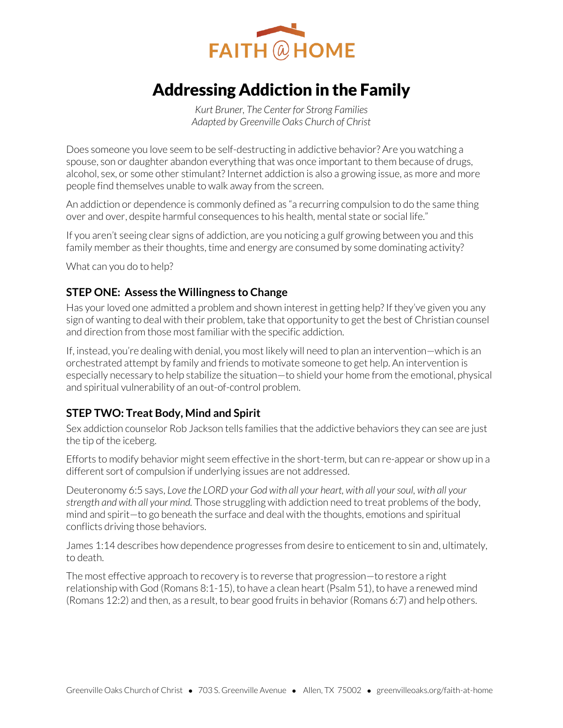FAITH @ HOME

# Addressing Addiction in the Family

*Kurt Bruner, The Center for Strong Families*
*Adapted by Greenville Oaks Church of Christ*

Does someone you love seem to be self-destructing in addictive behavior? Are you watching a spouse, son or daughter abandon everything that was once important to them because of drugs, alcohol, sex, or some other stimulant? Internet addiction is also a growing issue, as more and more people find themselves unable to walk away from the screen.

An addiction or dependence is commonly defined as "a recurring compulsion to do the same thing over and over, despite harmful consequences to his health, mental state or social life."

If you aren't seeing clear signs of addiction, are you noticing a gulf growing between you and this family member as their thoughts, time and energy are consumed by some dominating activity?

What can you do to help?

### STEP ONE: Assess the Willingness to Change

Has your loved one admitted a problem and shown interest in getting help? If they've given you any sign of wanting to deal with their problem, take that opportunity to get the best of Christian counsel and direction from those most familiar with the specific addiction.

If, instead, you're dealing with denial, you most likely will need to plan an intervention—which is an orchestrated attempt by family and friends to motivate someone to get help. An intervention is especially necessary to help stabilize the situation—to shield your home from the emotional, physical and spiritual vulnerability of an out-of-control problem.

### STEP TWO: Treat Body, Mind and Spirit

Sex addiction counselor Rob Jackson tells families that the addictive behaviors they can see are just the tip of the iceberg.

Efforts to modify behavior might seem effective in the short-term, but can re-appear or show up in a different sort of compulsion if underlying issues are not addressed.

Deuteronomy 6:5 says, *Love the LORD your God with all your heart, with all your soul, with all your strength and with all your mind.* Those struggling with addiction need to treat problems of the body, mind and spirit—to go beneath the surface and deal with the thoughts, emotions and spiritual conflicts driving those behaviors.

James 1:14 describes how dependence progresses from desire to enticement to sin and, ultimately, to death.

The most effective approach to recovery is to reverse that progression—to restore a right relationship with God (Romans 8:1-15), to have a clean heart (Psalm 51), to have a renewed mind (Romans 12:2) and then, as a result, to bear good fruits in behavior (Romans 6:7) and help others.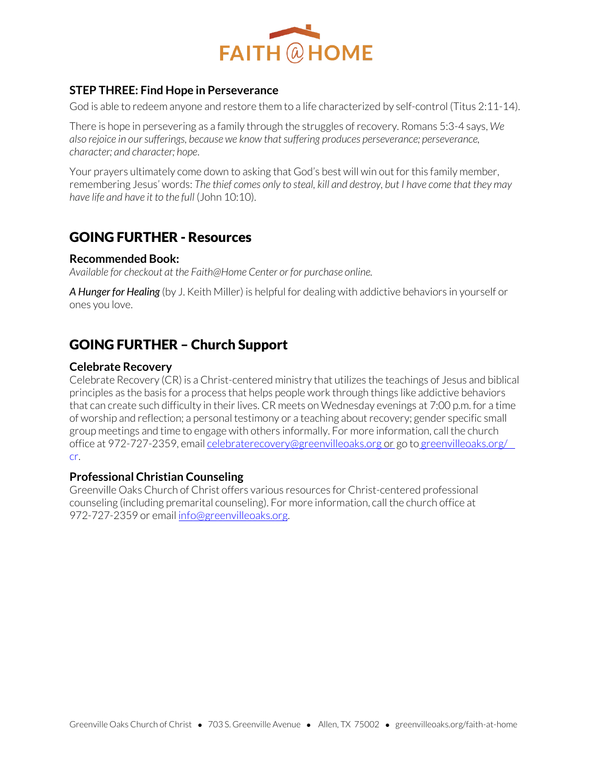### STEP THREE: Find Hope in Perseverance

God is able to redeem anyone and restore them to a life characterized by self-control (Titus 2:11-14).

There is hope in persevering as a family through the struggles of recovery. Romans 5:3-4 says, *We also rejoice in our sufferings, because we know that suffering produces perseverance; perseverance, character; and character; hope.*

Your prayers ultimately come down to asking that God's best will win out for this family member, remembering Jesus' words: *The thief comes only to steal, kill and destroy, but I have come that they may have life and have it to the full* (John 10:10).

## GOING FURTHER - Resources

### Recommended Book:

*Available for checkout at the Faith@Home Center or for purchase online.*

***A Hunger for Healing*** (by J. Keith Miller) is helpful for dealing with addictive behaviors in yourself or ones you love.

## GOING FURTHER – Church Support

### Celebrate Recovery

Celebrate Recovery (CR) is a Christ-centered ministry that utilizes the teachings of Jesus and biblical principles as the basis for a process that helps people work through things like addictive behaviors that can create such difficulty in their lives. CR meets on Wednesday evenings at 7:00 p.m. for a time of worship and reflection; a personal testimony or a teaching about recovery; gender specific small group meetings and time to engage with others informally. For more information, call the church office at 972-727-2359, email celebraterecovery@greenvilleoaks.org or go to greenvilleoaks.org/cr.

### Professional Christian Counseling

Greenville Oaks Church of Christ offers various resources for Christ-centered professional counseling (including premarital counseling). For more information, call the church office at 972-727-2359 or email info@greenvilleoaks.org.